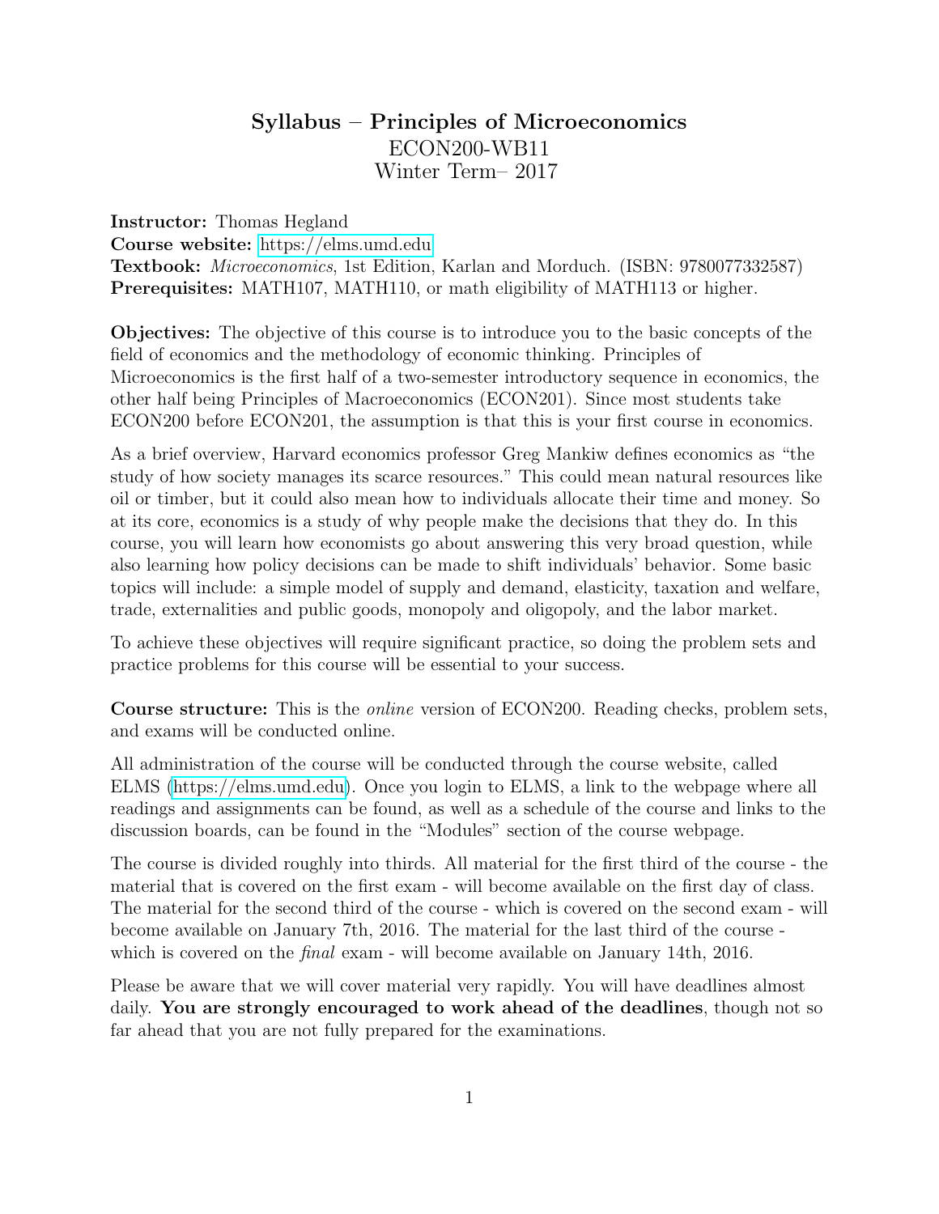# Syllabus – Principles of Microeconomics

ECON200-WB11
Winter Term– 2017

**Instructor:** Thomas Hegland
**Course website:** https://elms.umd.edu
**Textbook:** *Microeconomics*, 1st Edition, Karlan and Morduch. (ISBN: 9780077332587)
**Prerequisites:** MATH107, MATH110, or math eligibility of MATH113 or higher.

**Objectives:** The objective of this course is to introduce you to the basic concepts of the field of economics and the methodology of economic thinking. Principles of Microeconomics is the first half of a two-semester introductory sequence in economics, the other half being Principles of Macroeconomics (ECON201). Since most students take ECON200 before ECON201, the assumption is that this is your first course in economics.

As a brief overview, Harvard economics professor Greg Mankiw defines economics as "the study of how society manages its scarce resources." This could mean natural resources like oil or timber, but it could also mean how to individuals allocate their time and money. So at its core, economics is a study of why people make the decisions that they do. In this course, you will learn how economists go about answering this very broad question, while also learning how policy decisions can be made to shift individuals' behavior. Some basic topics will include: a simple model of supply and demand, elasticity, taxation and welfare, trade, externalities and public goods, monopoly and oligopoly, and the labor market.

To achieve these objectives will require significant practice, so doing the problem sets and practice problems for this course will be essential to your success.

**Course structure:** This is the *online* version of ECON200. Reading checks, problem sets, and exams will be conducted online.

All administration of the course will be conducted through the course website, called ELMS (https://elms.umd.edu). Once you login to ELMS, a link to the webpage where all readings and assignments can be found, as well as a schedule of the course and links to the discussion boards, can be found in the "Modules" section of the course webpage.

The course is divided roughly into thirds. All material for the first third of the course - the material that is covered on the first exam - will become available on the first day of class. The material for the second third of the course - which is covered on the second exam - will become available on January 7th, 2016. The material for the last third of the course - which is covered on the *final* exam - will become available on January 14th, 2016.

Please be aware that we will cover material very rapidly. You will have deadlines almost daily. **You are strongly encouraged to work ahead of the deadlines**, though not so far ahead that you are not fully prepared for the examinations.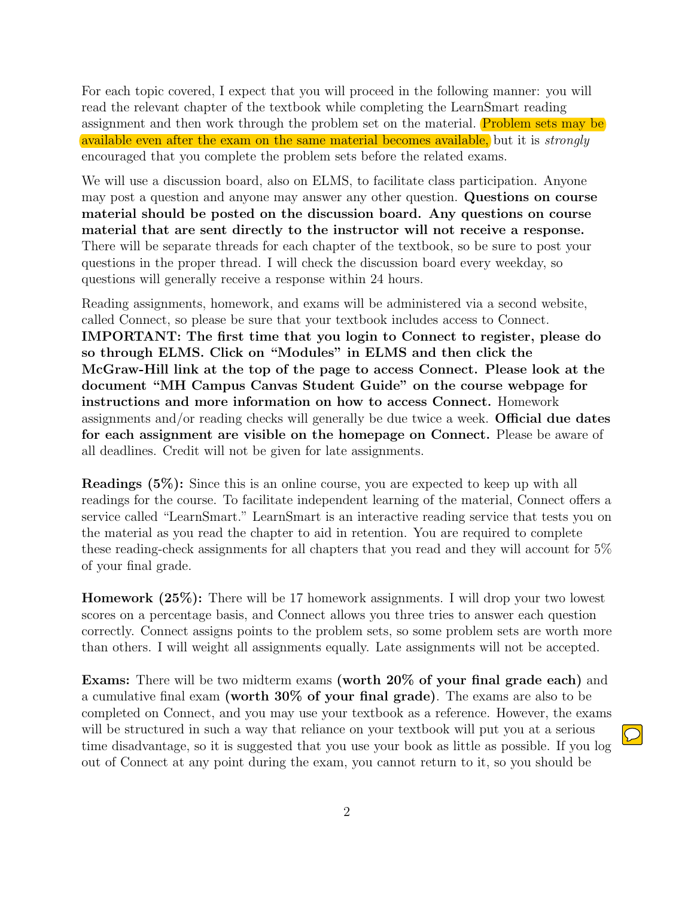For each topic covered, I expect that you will proceed in the following manner: you will read the relevant chapter of the textbook while completing the LearnSmart reading assignment and then work through the problem set on the material. Problem sets may be available even after the exam on the same material becomes available, but it is *strongly* encouraged that you complete the problem sets before the related exams.

We will use a discussion board, also on ELMS, to facilitate class participation. Anyone may post a question and anyone may answer any other question. **Questions on course material should be posted on the discussion board. Any questions on course material that are sent directly to the instructor will not receive a response.** There will be separate threads for each chapter of the textbook, so be sure to post your questions in the proper thread. I will check the discussion board every weekday, so questions will generally receive a response within 24 hours.

Reading assignments, homework, and exams will be administered via a second website, called Connect, so please be sure that your textbook includes access to Connect. **IMPORTANT: The first time that you login to Connect to register, please do so through ELMS. Click on "Modules" in ELMS and then click the McGraw-Hill link at the top of the page to access Connect. Please look at the document "MH Campus Canvas Student Guide" on the course webpage for instructions and more information on how to access Connect.** Homework assignments and/or reading checks will generally be due twice a week. **Official due dates for each assignment are visible on the homepage on Connect.** Please be aware of all deadlines. Credit will not be given for late assignments.

**Readings (5%):** Since this is an online course, you are expected to keep up with all readings for the course. To facilitate independent learning of the material, Connect offers a service called "LearnSmart." LearnSmart is an interactive reading service that tests you on the material as you read the chapter to aid in retention. You are required to complete these reading-check assignments for all chapters that you read and they will account for 5% of your final grade.

**Homework (25%):** There will be 17 homework assignments. I will drop your two lowest scores on a percentage basis, and Connect allows you three tries to answer each question correctly. Connect assigns points to the problem sets, so some problem sets are worth more than others. I will weight all assignments equally. Late assignments will not be accepted.

**Exams:** There will be two midterm exams **(worth 20% of your final grade each)** and a cumulative final exam **(worth 30% of your final grade)**. The exams are also to be completed on Connect, and you may use your textbook as a reference. However, the exams will be structured in such a way that reliance on your textbook will put you at a serious time disadvantage, so it is suggested that you use your book as little as possible. If you log out of Connect at any point during the exam, you cannot return to it, so you should be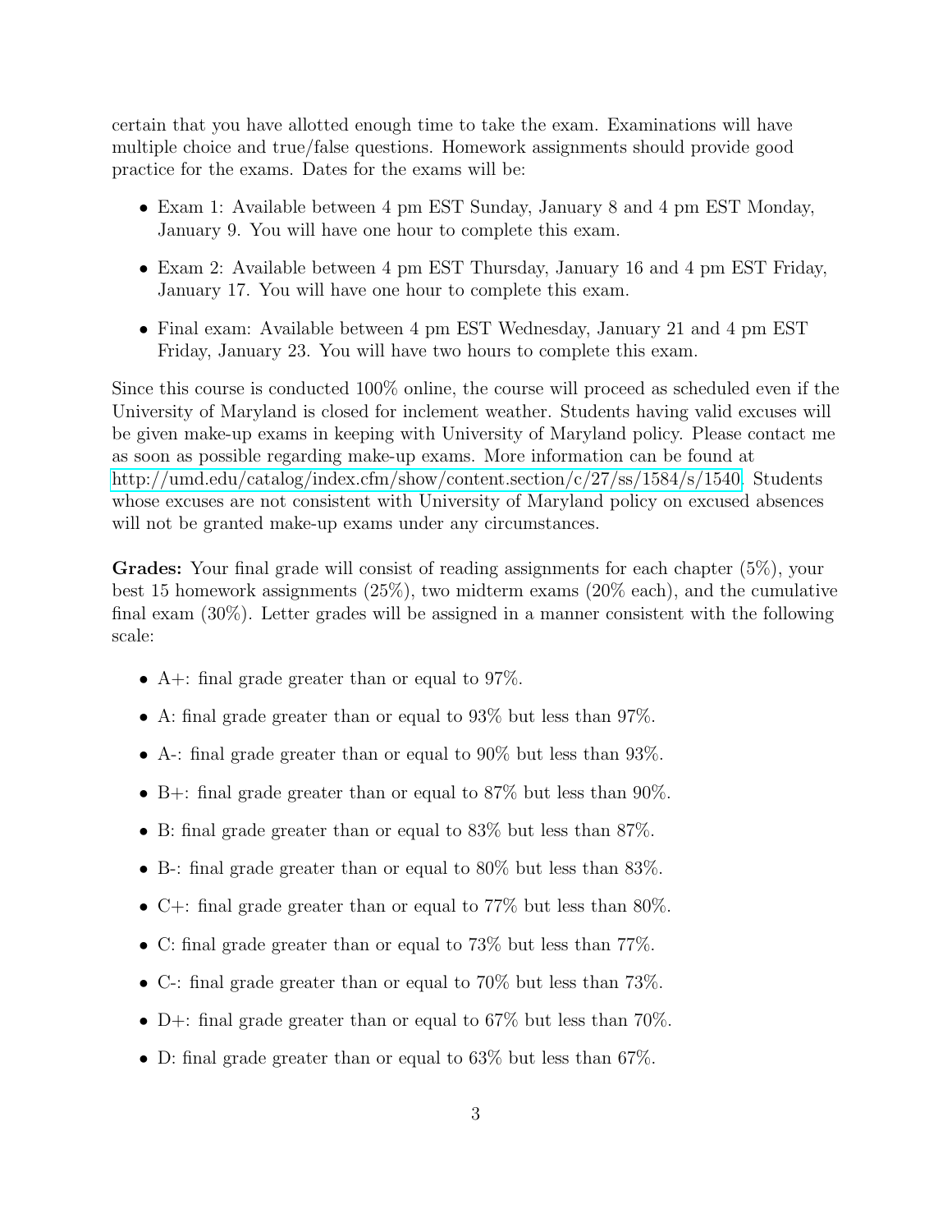certain that you have allotted enough time to take the exam. Examinations will have multiple choice and true/false questions. Homework assignments should provide good practice for the exams. Dates for the exams will be:

- Exam 1: Available between 4 pm EST Sunday, January 8 and 4 pm EST Monday, January 9. You will have one hour to complete this exam.
- Exam 2: Available between 4 pm EST Thursday, January 16 and 4 pm EST Friday, January 17. You will have one hour to complete this exam.
- Final exam: Available between 4 pm EST Wednesday, January 21 and 4 pm EST Friday, January 23. You will have two hours to complete this exam.

Since this course is conducted 100% online, the course will proceed as scheduled even if the University of Maryland is closed for inclement weather. Students having valid excuses will be given make-up exams in keeping with University of Maryland policy. Please contact me as soon as possible regarding make-up exams. More information can be found at http://umd.edu/catalog/index.cfm/show/content.section/c/27/ss/1584/s/1540. Students whose excuses are not consistent with University of Maryland policy on excused absences will not be granted make-up exams under any circumstances.

**Grades:** Your final grade will consist of reading assignments for each chapter (5%), your best 15 homework assignments (25%), two midterm exams (20% each), and the cumulative final exam (30%). Letter grades will be assigned in a manner consistent with the following scale:

- A+: final grade greater than or equal to 97%.
- A: final grade greater than or equal to 93% but less than 97%.
- A-: final grade greater than or equal to 90% but less than 93%.
- B+: final grade greater than or equal to 87% but less than 90%.
- B: final grade greater than or equal to 83% but less than 87%.
- B-: final grade greater than or equal to 80% but less than 83%.
- C+: final grade greater than or equal to 77% but less than 80%.
- C: final grade greater than or equal to 73% but less than 77%.
- C-: final grade greater than or equal to 70% but less than 73%.
- D+: final grade greater than or equal to 67% but less than 70%.
- D: final grade greater than or equal to 63% but less than 67%.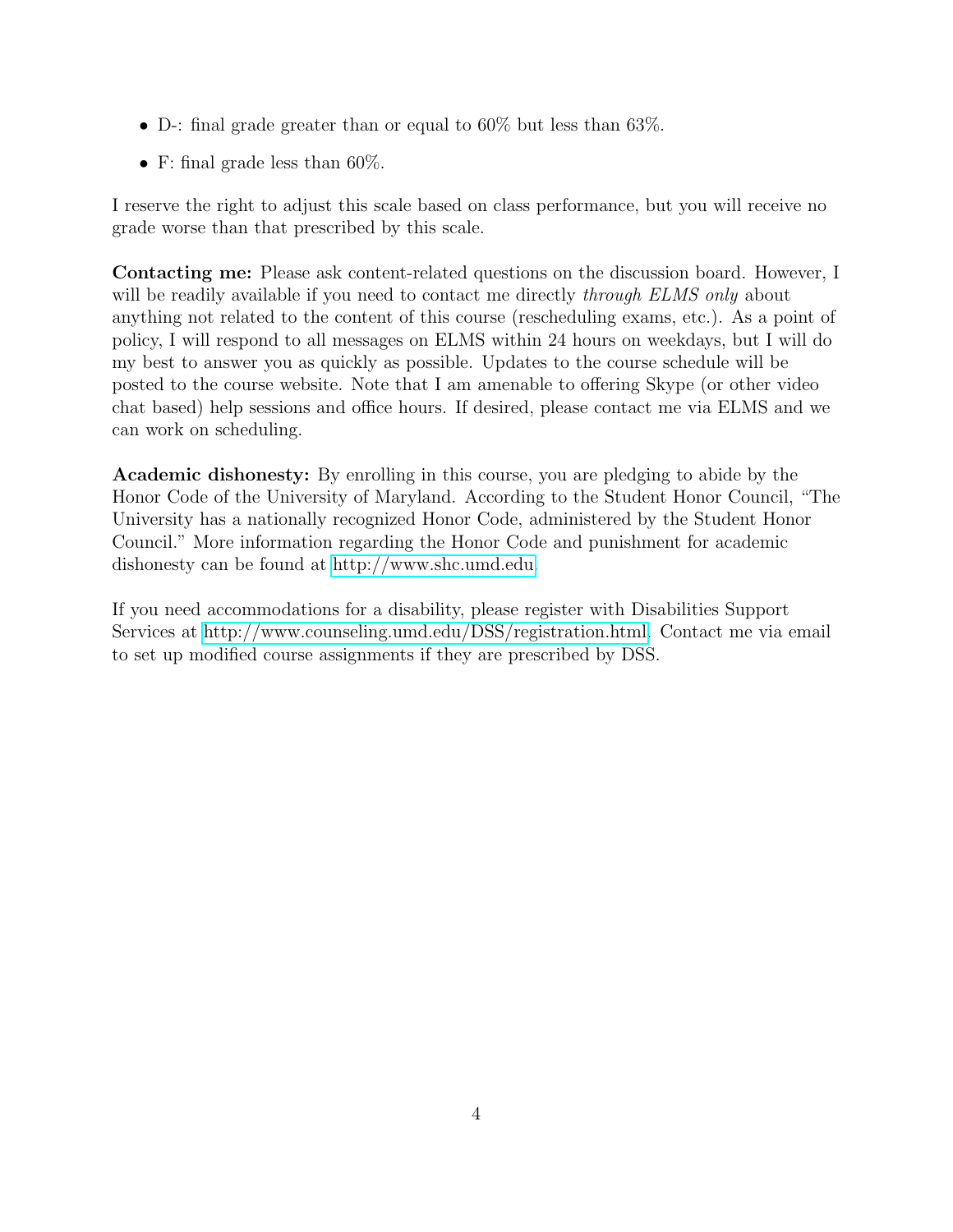- D-: final grade greater than or equal to 60% but less than 63%.
- F: final grade less than 60%.

I reserve the right to adjust this scale based on class performance, but you will receive no grade worse than that prescribed by this scale.

**Contacting me:** Please ask content-related questions on the discussion board. However, I will be readily available if you need to contact me directly *through ELMS only* about anything not related to the content of this course (rescheduling exams, etc.). As a point of policy, I will respond to all messages on ELMS within 24 hours on weekdays, but I will do my best to answer you as quickly as possible. Updates to the course schedule will be posted to the course website. Note that I am amenable to offering Skype (or other video chat based) help sessions and office hours. If desired, please contact me via ELMS and we can work on scheduling.

**Academic dishonesty:** By enrolling in this course, you are pledging to abide by the Honor Code of the University of Maryland. According to the Student Honor Council, "The University has a nationally recognized Honor Code, administered by the Student Honor Council." More information regarding the Honor Code and punishment for academic dishonesty can be found at http://www.shc.umd.edu.

If you need accommodations for a disability, please register with Disabilities Support Services at http://www.counseling.umd.edu/DSS/registration.html. Contact me via email to set up modified course assignments if they are prescribed by DSS.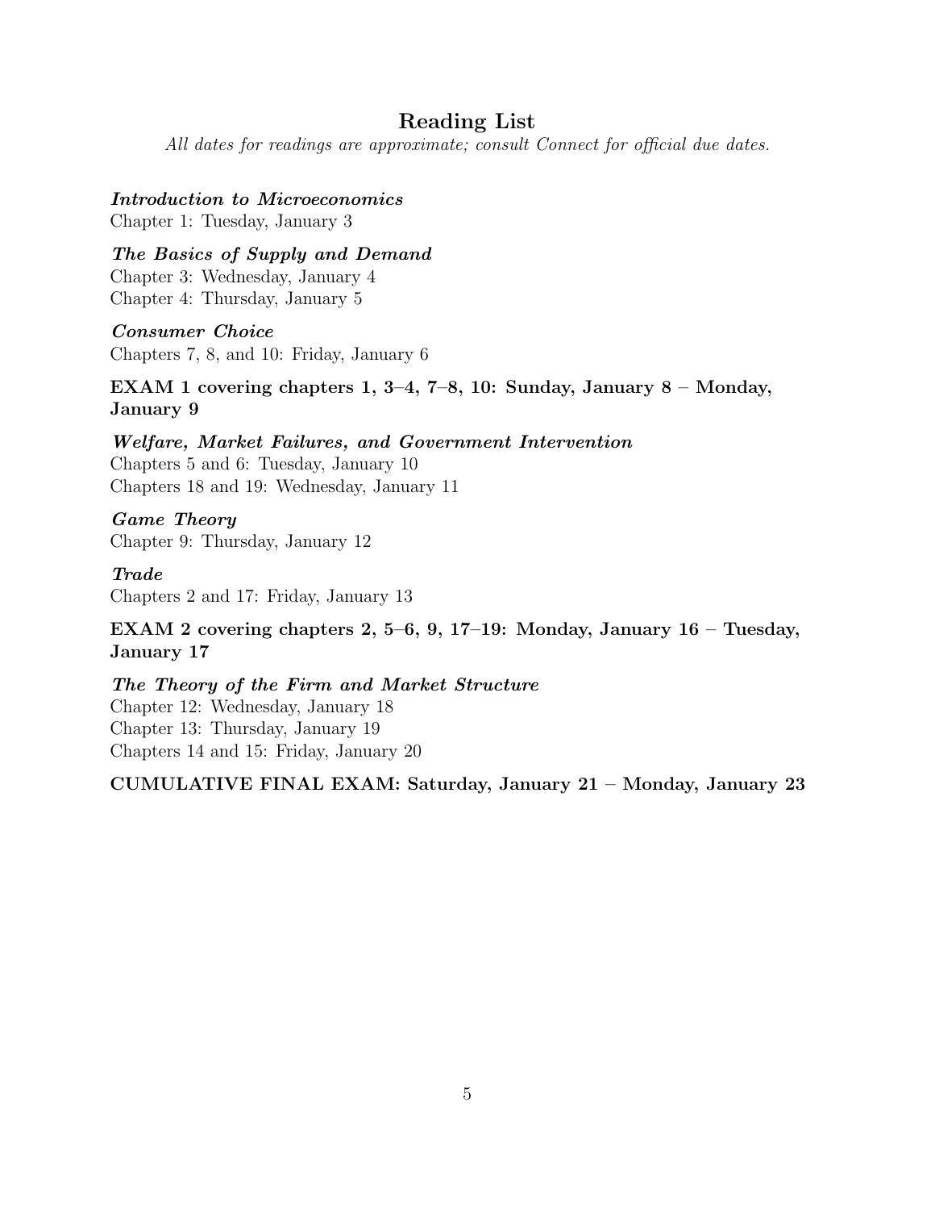## Reading List

*All dates for readings are approximate; consult Connect for official due dates.*

***Introduction to Microeconomics***
Chapter 1: Tuesday, January 3

***The Basics of Supply and Demand***
Chapter 3: Wednesday, January 4
Chapter 4: Thursday, January 5

***Consumer Choice***
Chapters 7, 8, and 10: Friday, January 6

**EXAM 1 covering chapters 1, 3–4, 7–8, 10: Sunday, January 8 – Monday, January 9**

***Welfare, Market Failures, and Government Intervention***
Chapters 5 and 6: Tuesday, January 10
Chapters 18 and 19: Wednesday, January 11

***Game Theory***
Chapter 9: Thursday, January 12

***Trade***
Chapters 2 and 17: Friday, January 13

**EXAM 2 covering chapters 2, 5–6, 9, 17–19: Monday, January 16 – Tuesday, January 17**

***The Theory of the Firm and Market Structure***
Chapter 12: Wednesday, January 18
Chapter 13: Thursday, January 19
Chapters 14 and 15: Friday, January 20

**CUMULATIVE FINAL EXAM: Saturday, January 21 – Monday, January 23**